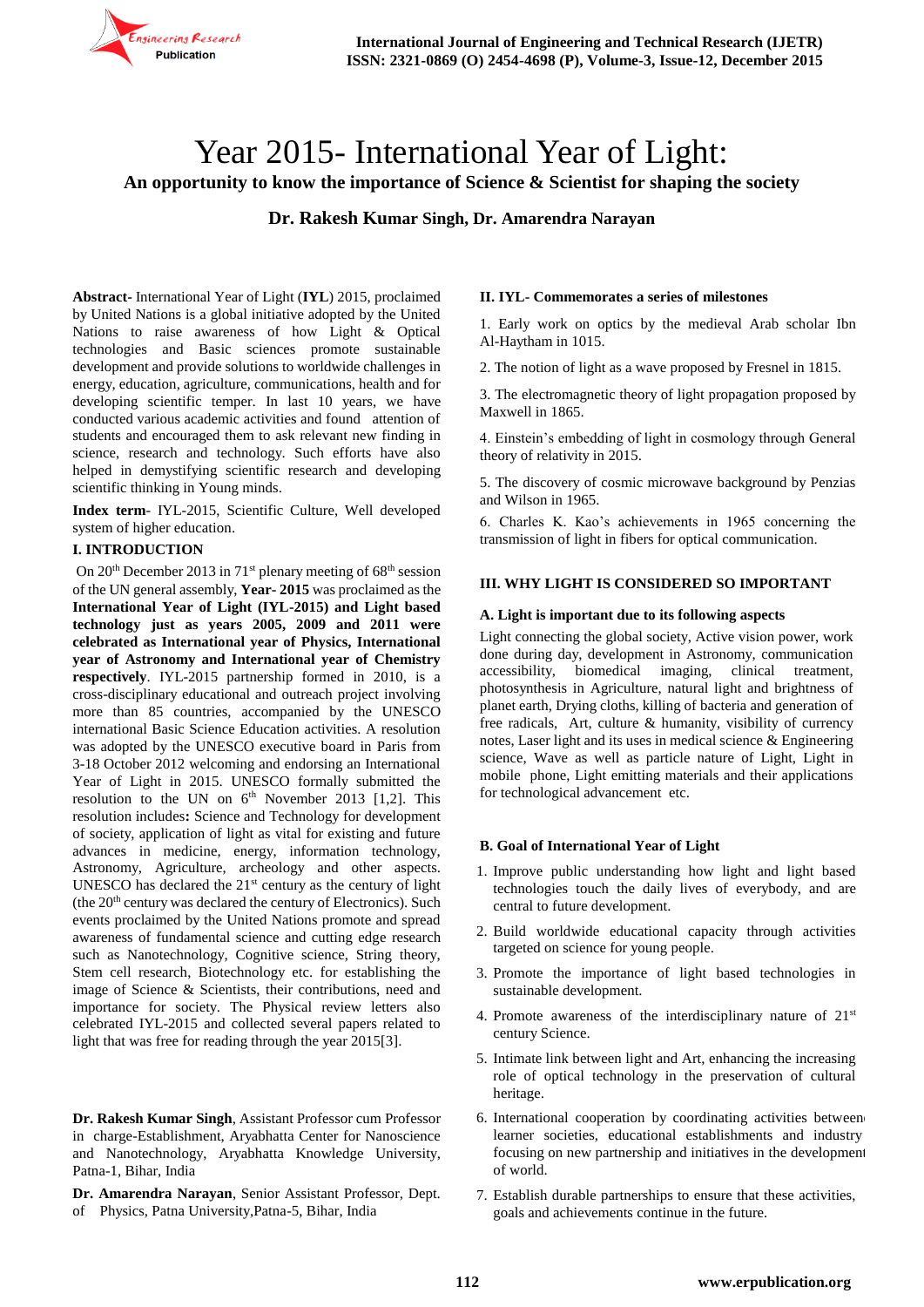# Year 2015- International Year of Light:

## An opportunity to know the importance of Science & Scientist for shaping the society

**Dr. Rakesh Kumar Singh, Dr. Amarendra Narayan**

**Abstract**- International Year of Light (**IYL**) 2015, proclaimed by United Nations is a global initiative adopted by the United Nations to raise awareness of how Light & Optical technologies and Basic sciences promote sustainable development and provide solutions to worldwide challenges in energy, education, agriculture, communications, health and for developing scientific temper. In last 10 years, we have conducted various academic activities and found attention of students and encouraged them to ask relevant new finding in science, research and technology. Such efforts have also helped in demystifying scientific research and developing scientific thinking in Young minds.

**Index term**- IYL-2015, Scientific Culture, Well developed system of higher education.

### I. INTRODUCTION

On 20th December 2013 in 71st plenary meeting of 68th session of the UN general assembly, **Year- 2015** was proclaimed as the **International Year of Light (IYL-2015) and Light based technology just as years 2005, 2009 and 2011 were celebrated as International year of Physics, International year of Astronomy and International year of Chemistry respectively**. IYL-2015 partnership formed in 2010, is a cross-disciplinary educational and outreach project involving more than 85 countries, accompanied by the UNESCO international Basic Science Education activities. A resolution was adopted by the UNESCO executive board in Paris from 3-18 October 2012 welcoming and endorsing an International Year of Light in 2015. UNESCO formally submitted the resolution to the UN on 6th November 2013 [1,2]. This resolution includes**:** Science and Technology for development of society, application of light as vital for existing and future advances in medicine, energy, information technology, Astronomy, Agriculture, archeology and other aspects. UNESCO has declared the 21st century as the century of light (the 20th century was declared the century of Electronics). Such events proclaimed by the United Nations promote and spread awareness of fundamental science and cutting edge research such as Nanotechnology, Cognitive science, String theory, Stem cell research, Biotechnology etc. for establishing the image of Science & Scientists, their contributions, need and importance for society. The Physical review letters also celebrated IYL-2015 and collected several papers related to light that was free for reading through the year 2015[3].

**Dr. Rakesh Kumar Singh**, Assistant Professor cum Professor in charge-Establishment, Aryabhatta Center for Nanoscience and Nanotechnology, Aryabhatta Knowledge University, Patna-1, Bihar, India

**Dr. Amarendra Narayan**, Senior Assistant Professor, Dept. of Physics, Patna University,Patna-5, Bihar, India

### II. IYL- Commemorates a series of milestones

1. Early work on optics by the medieval Arab scholar Ibn Al-Haytham in 1015.

2. The notion of light as a wave proposed by Fresnel in 1815.

3. The electromagnetic theory of light propagation proposed by Maxwell in 1865.

4. Einstein's embedding of light in cosmology through General theory of relativity in 2015.

5. The discovery of cosmic microwave background by Penzias and Wilson in 1965.

6. Charles K. Kao's achievements in 1965 concerning the transmission of light in fibers for optical communication.

### III. WHY LIGHT IS CONSIDERED SO IMPORTANT

#### A. Light is important due to its following aspects

Light connecting the global society, Active vision power, work done during day, development in Astronomy, communication accessibility, biomedical imaging, clinical treatment, photosynthesis in Agriculture, natural light and brightness of planet earth, Drying cloths, killing of bacteria and generation of free radicals, Art, culture & humanity, visibility of currency notes, Laser light and its uses in medical science & Engineering science, Wave as well as particle nature of Light, Light in mobile phone, Light emitting materials and their applications for technological advancement etc.

#### B. Goal of International Year of Light

1. Improve public understanding how light and light based technologies touch the daily lives of everybody, and are central to future development.
2. Build worldwide educational capacity through activities targeted on science for young people.
3. Promote the importance of light based technologies in sustainable development.
4. Promote awareness of the interdisciplinary nature of 21st century Science.
5. Intimate link between light and Art, enhancing the increasing role of optical technology in the preservation of cultural heritage.
6. International cooperation by coordinating activities between learner societies, educational establishments and industry focusing on new partnership and initiatives in the development of world.
7. Establish durable partnerships to ensure that these activities, goals and achievements continue in the future.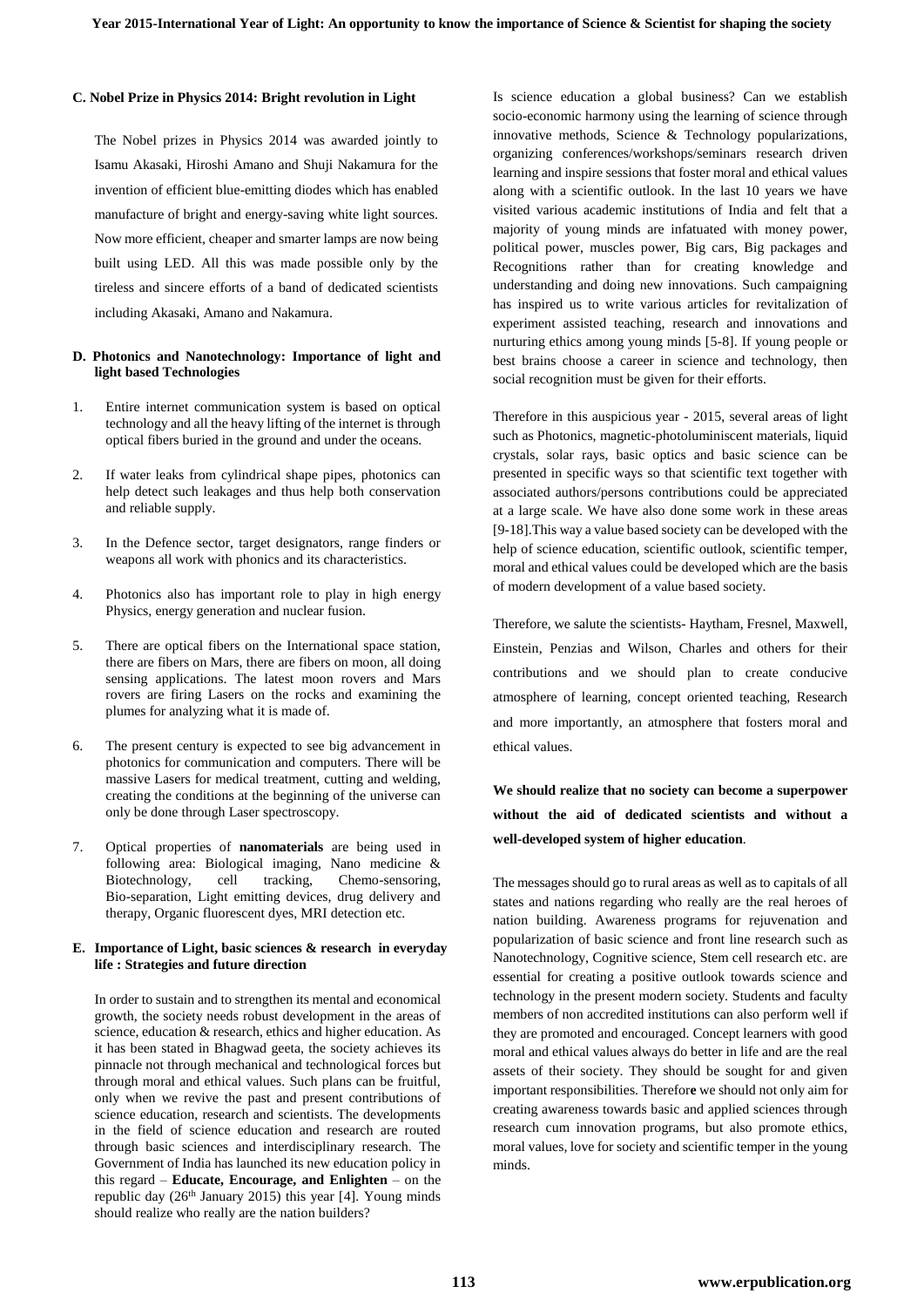### C. Nobel Prize in Physics 2014: Bright revolution in Light

The Nobel prizes in Physics 2014 was awarded jointly to Isamu Akasaki, Hiroshi Amano and Shuji Nakamura for the invention of efficient blue-emitting diodes which has enabled manufacture of bright and energy-saving white light sources. Now more efficient, cheaper and smarter lamps are now being built using LED. All this was made possible only by the tireless and sincere efforts of a band of dedicated scientists including Akasaki, Amano and Nakamura.

### D. Photonics and Nanotechnology: Importance of light and light based Technologies

1. Entire internet communication system is based on optical technology and all the heavy lifting of the internet is through optical fibers buried in the ground and under the oceans.
2. If water leaks from cylindrical shape pipes, photonics can help detect such leakages and thus help both conservation and reliable supply.
3. In the Defence sector, target designators, range finders or weapons all work with phonics and its characteristics.
4. Photonics also has important role to play in high energy Physics, energy generation and nuclear fusion.
5. There are optical fibers on the International space station, there are fibers on Mars, there are fibers on moon, all doing sensing applications. The latest moon rovers and Mars rovers are firing Lasers on the rocks and examining the plumes for analyzing what it is made of.
6. The present century is expected to see big advancement in photonics for communication and computers. There will be massive Lasers for medical treatment, cutting and welding, creating the conditions at the beginning of the universe can only be done through Laser spectroscopy.
7. Optical properties of **nanomaterials** are being used in following area: Biological imaging, Nano medicine & Biotechnology, cell tracking, Chemo-sensoring, Bio-separation, Light emitting devices, drug delivery and therapy, Organic fluorescent dyes, MRI detection etc.

### E. Importance of Light, basic sciences & research in everyday life : Strategies and future direction

In order to sustain and to strengthen its mental and economical growth, the society needs robust development in the areas of science, education & research, ethics and higher education. As it has been stated in Bhagwad geeta, the society achieves its pinnacle not through mechanical and technological forces but through moral and ethical values. Such plans can be fruitful, only when we revive the past and present contributions of science education, research and scientists. The developments in the field of science education and research are routed through basic sciences and interdisciplinary research. The Government of India has launched its new education policy in this regard – **Educate, Encourage, and Enlighten** – on the republic day (26th January 2015) this year [4]. Young minds should realize who really are the nation builders?

Is science education a global business? Can we establish socio-economic harmony using the learning of science through innovative methods, Science & Technology popularizations, organizing conferences/workshops/seminars research driven learning and inspire sessions that foster moral and ethical values along with a scientific outlook. In the last 10 years we have visited various academic institutions of India and felt that a majority of young minds are infatuated with money power, political power, muscles power, Big cars, Big packages and Recognitions rather than for creating knowledge and understanding and doing new innovations. Such campaigning has inspired us to write various articles for revitalization of experiment assisted teaching, research and innovations and nurturing ethics among young minds [5-8]. If young people or best brains choose a career in science and technology, then social recognition must be given for their efforts.

Therefore in this auspicious year - 2015, several areas of light such as Photonics, magnetic-photoluminiscent materials, liquid crystals, solar rays, basic optics and basic science can be presented in specific ways so that scientific text together with associated authors/persons contributions could be appreciated at a large scale. We have also done some work in these areas [9-18].This way a value based society can be developed with the help of science education, scientific outlook, scientific temper, moral and ethical values could be developed which are the basis of modern development of a value based society.

Therefore, we salute the scientists- Haytham, Fresnel, Maxwell, Einstein, Penzias and Wilson, Charles and others for their contributions and we should plan to create conducive atmosphere of learning, concept oriented teaching, Research and more importantly, an atmosphere that fosters moral and ethical values.

**We should realize that no society can become a superpower without the aid of dedicated scientists and without a well-developed system of higher education**.

The messages should go to rural areas as well as to capitals of all states and nations regarding who really are the real heroes of nation building. Awareness programs for rejuvenation and popularization of basic science and front line research such as Nanotechnology, Cognitive science, Stem cell research etc. are essential for creating a positive outlook towards science and technology in the present modern society. Students and faculty members of non accredited institutions can also perform well if they are promoted and encouraged. Concept learners with good moral and ethical values always do better in life and are the real assets of their society. They should be sought for and given important responsibilities. Therefore we should not only aim for creating awareness towards basic and applied sciences through research cum innovation programs, but also promote ethics, moral values, love for society and scientific temper in the young minds.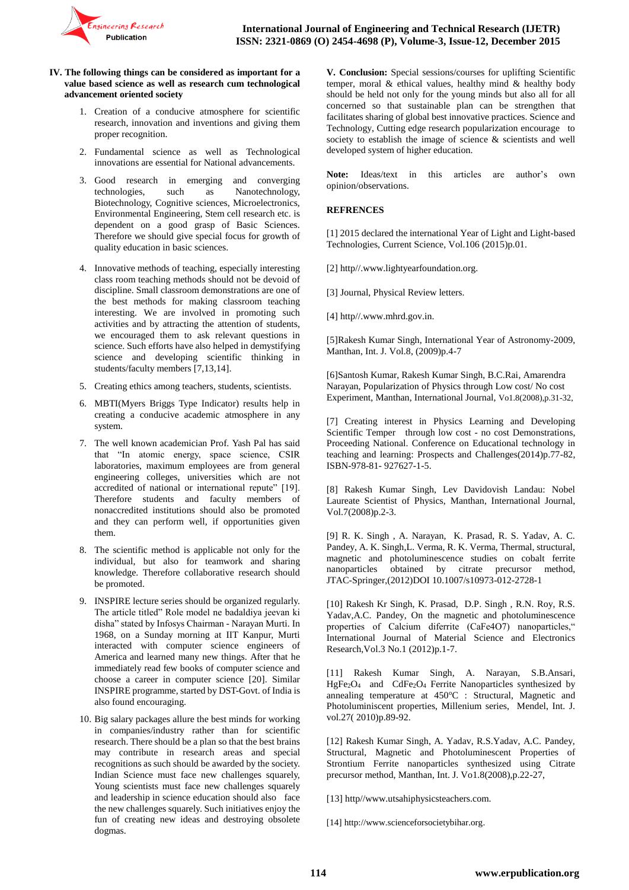## IV. The following things can be considered as important for a value based science as well as research cum technological advancement oriented society

1. Creation of a conducive atmosphere for scientific research, innovation and inventions and giving them proper recognition.
2. Fundamental science as well as Technological innovations are essential for National advancements.
3. Good research in emerging and converging technologies, such as Nanotechnology, Biotechnology, Cognitive sciences, Microelectronics, Environmental Engineering, Stem cell research etc. is dependent on a good grasp of Basic Sciences. Therefore we should give special focus for growth of quality education in basic sciences.
4. Innovative methods of teaching, especially interesting class room teaching methods should not be devoid of discipline. Small classroom demonstrations are one of the best methods for making classroom teaching interesting. We are involved in promoting such activities and by attracting the attention of students, we encouraged them to ask relevant questions in science. Such efforts have also helped in demystifying science and developing scientific thinking in students/faculty members [7,13,14].
5. Creating ethics among teachers, students, scientists.
6. MBTI(Myers Briggs Type Indicator) results help in creating a conducive academic atmosphere in any system.
7. The well known academician Prof. Yash Pal has said that "In atomic energy, space science, CSIR laboratories, maximum employees are from general engineering colleges, universities which are not accredited of national or international repute" [19]. Therefore students and faculty members of nonaccredited institutions should also be promoted and they can perform well, if opportunities given them.
8. The scientific method is applicable not only for the individual, but also for teamwork and sharing knowledge. Therefore collaborative research should be promoted.
9. INSPIRE lecture series should be organized regularly. The article titled" Role model ne badaldiya jeevan ki disha" stated by Infosys Chairman - Narayan Murti. In 1968, on a Sunday morning at IIT Kanpur, Murti interacted with computer science engineers of America and learned many new things. After that he immediately read few books of computer science and choose a career in computer science [20]. Similar INSPIRE programme, started by DST-Govt. of India is also found encouraging.
10. Big salary packages allure the best minds for working in companies/industry rather than for scientific research. There should be a plan so that the best brains may contribute in research areas and special recognitions as such should be awarded by the society. Indian Science must face new challenges squarely, Young scientists must face new challenges squarely and leadership in science education should also face the new challenges squarely. Such initiatives enjoy the fun of creating new ideas and destroying obsolete dogmas.

**V. Conclusion:** Special sessions/courses for uplifting Scientific temper, moral & ethical values, healthy mind & healthy body should be held not only for the young minds but also all for all concerned so that sustainable plan can be strengthen that facilitates sharing of global best innovative practices. Science and Technology, Cutting edge research popularization encourage to society to establish the image of science & scientists and well developed system of higher education.

**Note:** Ideas/text in this articles are author's own opinion/observations.

## REFRENCES

[1] 2015 declared the international Year of Light and Light-based Technologies, Current Science, Vol.106 (2015)p.01.

[2] http//.www.lightyearfoundation.org.

[3] Journal, Physical Review letters.

[4] http//.www.mhrd.gov.in.

[5]Rakesh Kumar Singh, International Year of Astronomy-2009, Manthan, Int. J. Vol.8, (2009)p.4-7

[6]Santosh Kumar, Rakesh Kumar Singh, B.C.Rai, Amarendra Narayan, Popularization of Physics through Low cost/ No cost Experiment, Manthan, International Journal, Vo1.8(2008),p.31-32,

[7] Creating interest in Physics Learning and Developing Scientific Temper through low cost - no cost Demonstrations, Proceeding National. Conference on Educational technology in teaching and learning: Prospects and Challenges(2014)p.77-82, ISBN-978-81- 927627-1-5.

[8] Rakesh Kumar Singh, Lev Davidovish Landau: Nobel Laureate Scientist of Physics, Manthan, International Journal, Vol.7(2008)p.2-3.

[9] R. K. Singh , A. Narayan, K. Prasad, R. S. Yadav, A. C. Pandey, A. K. Singh,L. Verma, R. K. Verma, Thermal, structural, magnetic and photoluminescence studies on cobalt ferrite nanoparticles obtained by citrate precursor method, JTAC-Springer,(2012)DOI 10.1007/s10973-012-2728-1

[10] Rakesh Kr Singh, K. Prasad, D.P. Singh , R.N. Roy, R.S. Yadav,A.C. Pandey, On the magnetic and photoluminescence properties of Calcium diferrite (CaFe4O7) nanoparticles," International Journal of Material Science and Electronics Research,Vol.3 No.1 (2012)p.1-7.

[11] Rakesh Kumar Singh, A. Narayan, S.B.Ansari, $HgFe_2O_4$ and $CdFe_2O_4$ Ferrite Nanoparticles synthesized by annealing temperature at 450°C : Structural, Magnetic and Photoluminiscent properties, Millenium series, Mendel, Int. J. vol.27( 2010)p.89-92.

[12] Rakesh Kumar Singh, A. Yadav, R.S.Yadav, A.C. Pandey, Structural, Magnetic and Photoluminescent Properties of Strontium Ferrite nanoparticles synthesized using Citrate precursor method, Manthan, Int. J. Vo1.8(2008),p.22-27,

[13] http//www.utsahiphysicsteachers.com.

[14] http://www.scienceforsocietybihar.org.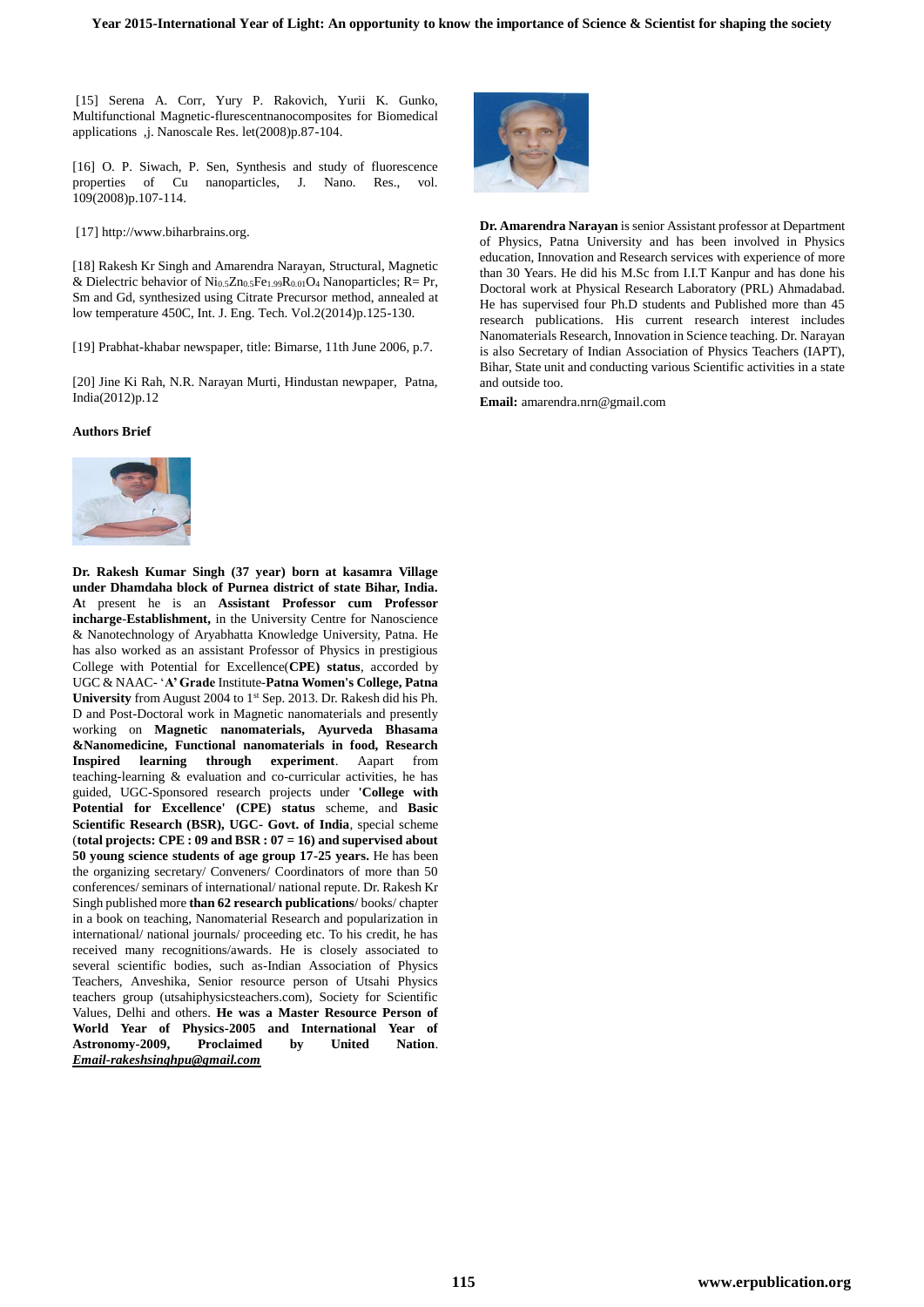[15] Serena A. Corr, Yury P. Rakovich, Yurii K. Gunko, Multifunctional Magnetic-flurescentnanocomposites for Biomedical applications ,j. Nanoscale Res. let(2008)p.87-104.

[16] O. P. Siwach, P. Sen, Synthesis and study of fluorescence properties of Cu nanoparticles, J. Nano. Res., vol. 109(2008)p.107-114.

[17] http://www.biharbrains.org.

[18] Rakesh Kr Singh and Amarendra Narayan, Structural, Magnetic & Dielectric behavior of $Ni_{0.5}Zn_{0.5}Fe_{1.99}R_{0.01}O_4$ Nanoparticles; R= Pr, Sm and Gd, synthesized using Citrate Precursor method, annealed at low temperature 450C, Int. J. Eng. Tech. Vol.2(2014)p.125-130.

[19] Prabhat-khabar newspaper, title: Bimarse, 11th June 2006, p.7.

[20] Jine Ki Rah, N.R. Narayan Murti, Hindustan newpaper, Patna, India(2012)p.12

**Authors Brief**

**Dr. Rakesh Kumar Singh (37 year) born at kasamra Village under Dhamdaha block of Purnea district of state Bihar, India. A**t present he is an **Assistant Professor cum Professor incharge-Establishment,** in the University Centre for Nanoscience & Nanotechnology of Aryabhatta Knowledge University, Patna. He has also worked as an assistant Professor of Physics in prestigious College with Potential for Excellence(**CPE) status**, accorded by UGC & NAAC- '**A' Grade** Institute-**Patna Women's College, Patna University** from August 2004 to 1st Sep. 2013. Dr. Rakesh did his Ph. D and Post-Doctoral work in Magnetic nanomaterials and presently working on **Magnetic nanomaterials, Ayurveda Bhasama &Nanomedicine, Functional nanomaterials in food, Research Inspired learning through experiment**. Aapart from teaching-learning & evaluation and co-curricular activities, he has guided, UGC-Sponsored research projects under **'College with Potential for Excellence' (CPE) status** scheme, and **Basic Scientific Research (BSR), UGC- Govt. of India**, special scheme (**total projects: CPE : 09 and BSR : 07 = 16) and supervised about 50 young science students of age group 17-25 years.** He has been the organizing secretary/ Conveners/ Coordinators of more than 50 conferences/ seminars of international/ national repute. Dr. Rakesh Kr Singh published more **than 62 research publications**/ books/ chapter in a book on teaching, Nanomaterial Research and popularization in international/ national journals/ proceeding etc. To his credit, he has received many recognitions/awards. He is closely associated to several scientific bodies, such as-Indian Association of Physics Teachers, Anveshika, Senior resource person of Utsahi Physics teachers group (utsahiphysicsteachers.com), Society for Scientific Values, Delhi and others. **He was a Master Resource Person of World Year of Physics-2005 and International Year of Astronomy-2009, Proclaimed by United Nation**. ***Email-rakeshsinghpu@gmail.com***

**Dr. Amarendra Narayan** is senior Assistant professor at Department of Physics, Patna University and has been involved in Physics education, Innovation and Research services with experience of more than 30 Years. He did his M.Sc from I.I.T Kanpur and has done his Doctoral work at Physical Research Laboratory (PRL) Ahmadabad. He has supervised four Ph.D students and Published more than 45 research publications. His current research interest includes Nanomaterials Research, Innovation in Science teaching. Dr. Narayan is also Secretary of Indian Association of Physics Teachers (IAPT), Bihar, State unit and conducting various Scientific activities in a state and outside too.

**Email:** amarendra.nrn@gmail.com